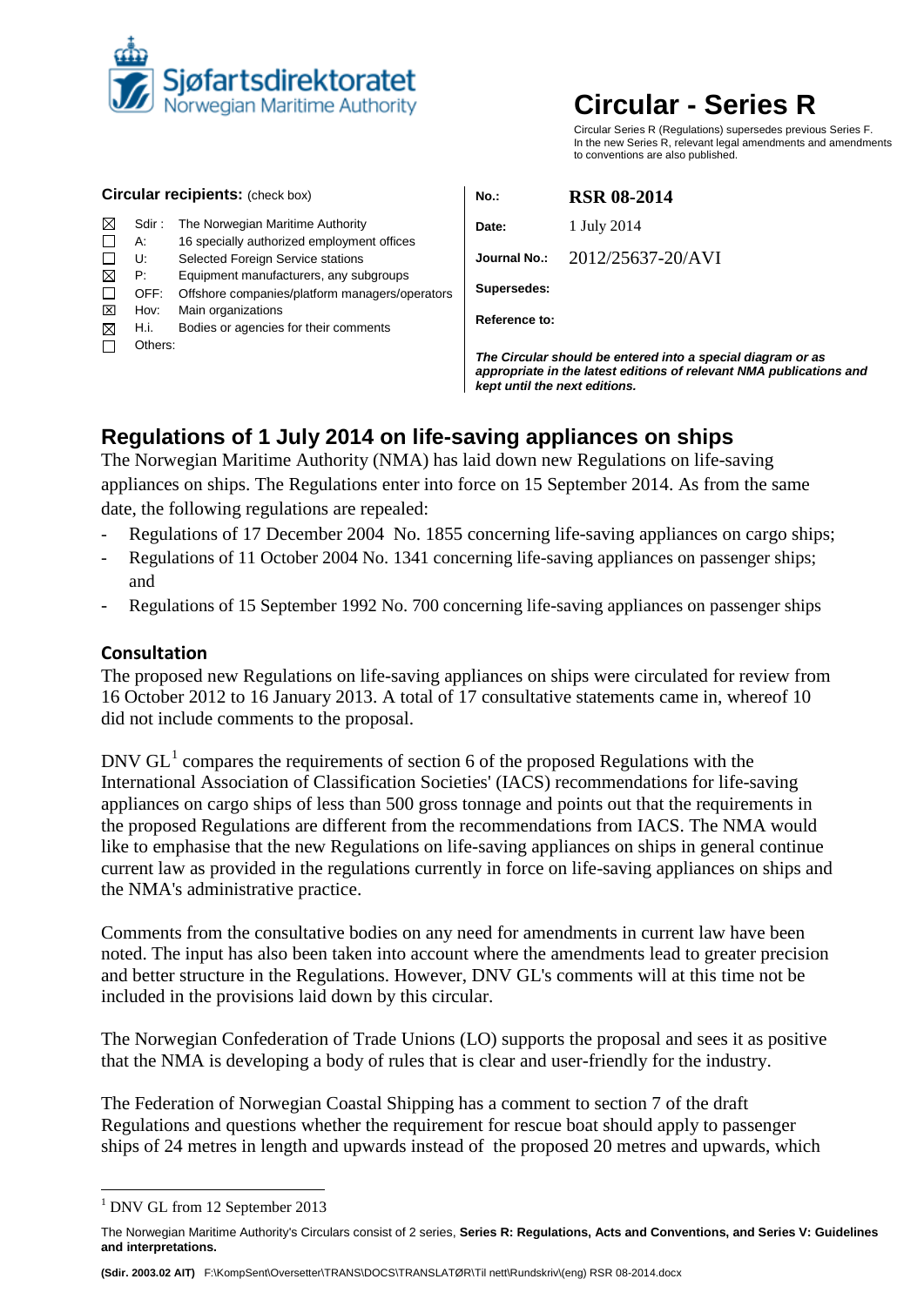**Sjøfartsdirektoratet**
Norwegian Maritime Authority

# Circular - Series R

Circular Series R (Regulations) supersedes previous Series F.
In the new Series R, relevant legal amendments and amendments to conventions are also published.

**Circular recipients:** (check box)

| | | |
|---|---|---|
| ☒ | Sdir : | The Norwegian Maritime Authority |
| ☐ | A: | 16 specially authorized employment offices |
| ☐ | U: | Selected Foreign Service stations |
| ☒ | P: | Equipment manufacturers, any subgroups |
| ☐ | OFF: | Offshore companies/platform managers/operators |
| ☒ | Hov: | Main organizations |
| ☒ | H.i. | Bodies or agencies for their comments |
| ☐ | Others: | |

| | |
|---|---|
| **No.:** | **RSR 08-2014** |
| **Date:** | 1 July 2014 |
| **Journal No.:** | 2012/25637-20/AVI |
| **Supersedes:** | |
| **Reference to:** | |

***The Circular should be entered into a special diagram or as appropriate in the latest editions of relevant NMA publications and kept until the next editions.***

## Regulations of 1 July 2014 on life-saving appliances on ships

The Norwegian Maritime Authority (NMA) has laid down new Regulations on life-saving appliances on ships. The Regulations enter into force on 15 September 2014. As from the same date, the following regulations are repealed:

- Regulations of 17 December 2004 No. 1855 concerning life-saving appliances on cargo ships;
- Regulations of 11 October 2004 No. 1341 concerning life-saving appliances on passenger ships; and
- Regulations of 15 September 1992 No. 700 concerning life-saving appliances on passenger ships

### Consultation

The proposed new Regulations on life-saving appliances on ships were circulated for review from 16 October 2012 to 16 January 2013. A total of 17 consultative statements came in, whereof 10 did not include comments to the proposal.

DNV GL[1] compares the requirements of section 6 of the proposed Regulations with the International Association of Classification Societies' (IACS) recommendations for life-saving appliances on cargo ships of less than 500 gross tonnage and points out that the requirements in the proposed Regulations are different from the recommendations from IACS. The NMA would like to emphasise that the new Regulations on life-saving appliances on ships in general continue current law as provided in the regulations currently in force on life-saving appliances on ships and the NMA's administrative practice.

Comments from the consultative bodies on any need for amendments in current law have been noted. The input has also been taken into account where the amendments lead to greater precision and better structure in the Regulations. However, DNV GL's comments will at this time not be included in the provisions laid down by this circular.

The Norwegian Confederation of Trade Unions (LO) supports the proposal and sees it as positive that the NMA is developing a body of rules that is clear and user-friendly for the industry.

The Federation of Norwegian Coastal Shipping has a comment to section 7 of the draft Regulations and questions whether the requirement for rescue boat should apply to passenger ships of 24 metres in length and upwards instead of the proposed 20 metres and upwards, which

---

[1] DNV GL from 12 September 2013

The Norwegian Maritime Authority's Circulars consist of 2 series, **Series R: Regulations, Acts and Conventions, and Series V: Guidelines and interpretations.**

**(Sdir. 2003.02 AIT)** F:\KompSent\Oversetter\TRANS\DOCS\TRANSLATØR\Til nett\Rundskriv\(eng) RSR 08-2014.docx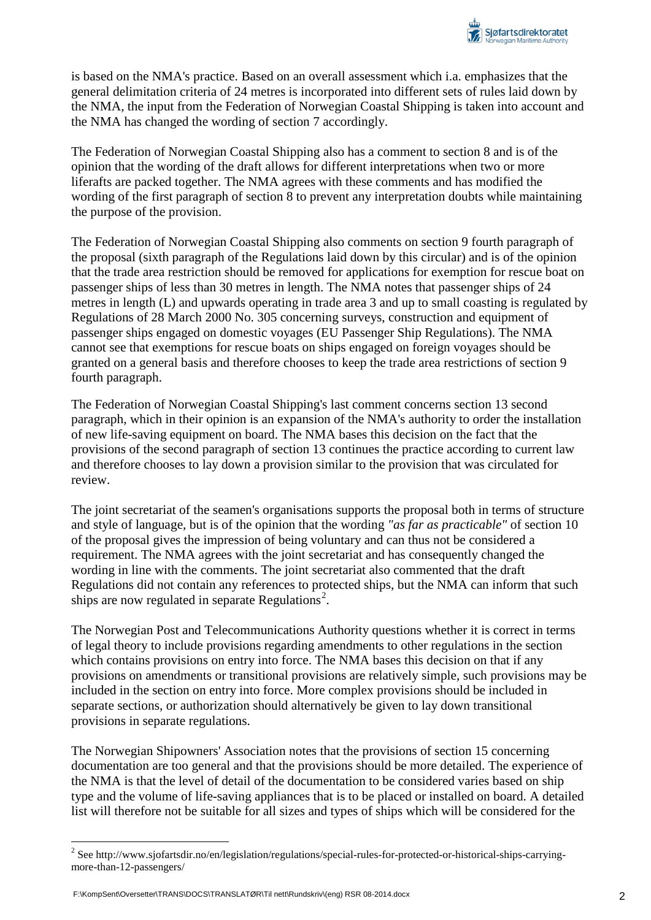is based on the NMA's practice. Based on an overall assessment which i.a. emphasizes that the general delimitation criteria of 24 metres is incorporated into different sets of rules laid down by the NMA, the input from the Federation of Norwegian Coastal Shipping is taken into account and the NMA has changed the wording of section 7 accordingly.

The Federation of Norwegian Coastal Shipping also has a comment to section 8 and is of the opinion that the wording of the draft allows for different interpretations when two or more liferafts are packed together. The NMA agrees with these comments and has modified the wording of the first paragraph of section 8 to prevent any interpretation doubts while maintaining the purpose of the provision.

The Federation of Norwegian Coastal Shipping also comments on section 9 fourth paragraph of the proposal (sixth paragraph of the Regulations laid down by this circular) and is of the opinion that the trade area restriction should be removed for applications for exemption for rescue boat on passenger ships of less than 30 metres in length. The NMA notes that passenger ships of 24 metres in length (L) and upwards operating in trade area 3 and up to small coasting is regulated by Regulations of 28 March 2000 No. 305 concerning surveys, construction and equipment of passenger ships engaged on domestic voyages (EU Passenger Ship Regulations). The NMA cannot see that exemptions for rescue boats on ships engaged on foreign voyages should be granted on a general basis and therefore chooses to keep the trade area restrictions of section 9 fourth paragraph.

The Federation of Norwegian Coastal Shipping's last comment concerns section 13 second paragraph, which in their opinion is an expansion of the NMA's authority to order the installation of new life-saving equipment on board. The NMA bases this decision on the fact that the provisions of the second paragraph of section 13 continues the practice according to current law and therefore chooses to lay down a provision similar to the provision that was circulated for review.

The joint secretariat of the seamen's organisations supports the proposal both in terms of structure and style of language, but is of the opinion that the wording *"as far as practicable"* of section 10 of the proposal gives the impression of being voluntary and can thus not be considered a requirement. The NMA agrees with the joint secretariat and has consequently changed the wording in line with the comments. The joint secretariat also commented that the draft Regulations did not contain any references to protected ships, but the NMA can inform that such ships are now regulated in separate Regulations[2].

The Norwegian Post and Telecommunications Authority questions whether it is correct in terms of legal theory to include provisions regarding amendments to other regulations in the section which contains provisions on entry into force. The NMA bases this decision on that if any provisions on amendments or transitional provisions are relatively simple, such provisions may be included in the section on entry into force. More complex provisions should be included in separate sections, or authorization should alternatively be given to lay down transitional provisions in separate regulations.

The Norwegian Shipowners' Association notes that the provisions of section 15 concerning documentation are too general and that the provisions should be more detailed. The experience of the NMA is that the level of detail of the documentation to be considered varies based on ship type and the volume of life-saving appliances that is to be placed or installed on board. A detailed list will therefore not be suitable for all sizes and types of ships which will be considered for the

[2] See http://www.sjofartsdir.no/en/legislation/regulations/special-rules-for-protected-or-historical-ships-carrying-more-than-12-passengers/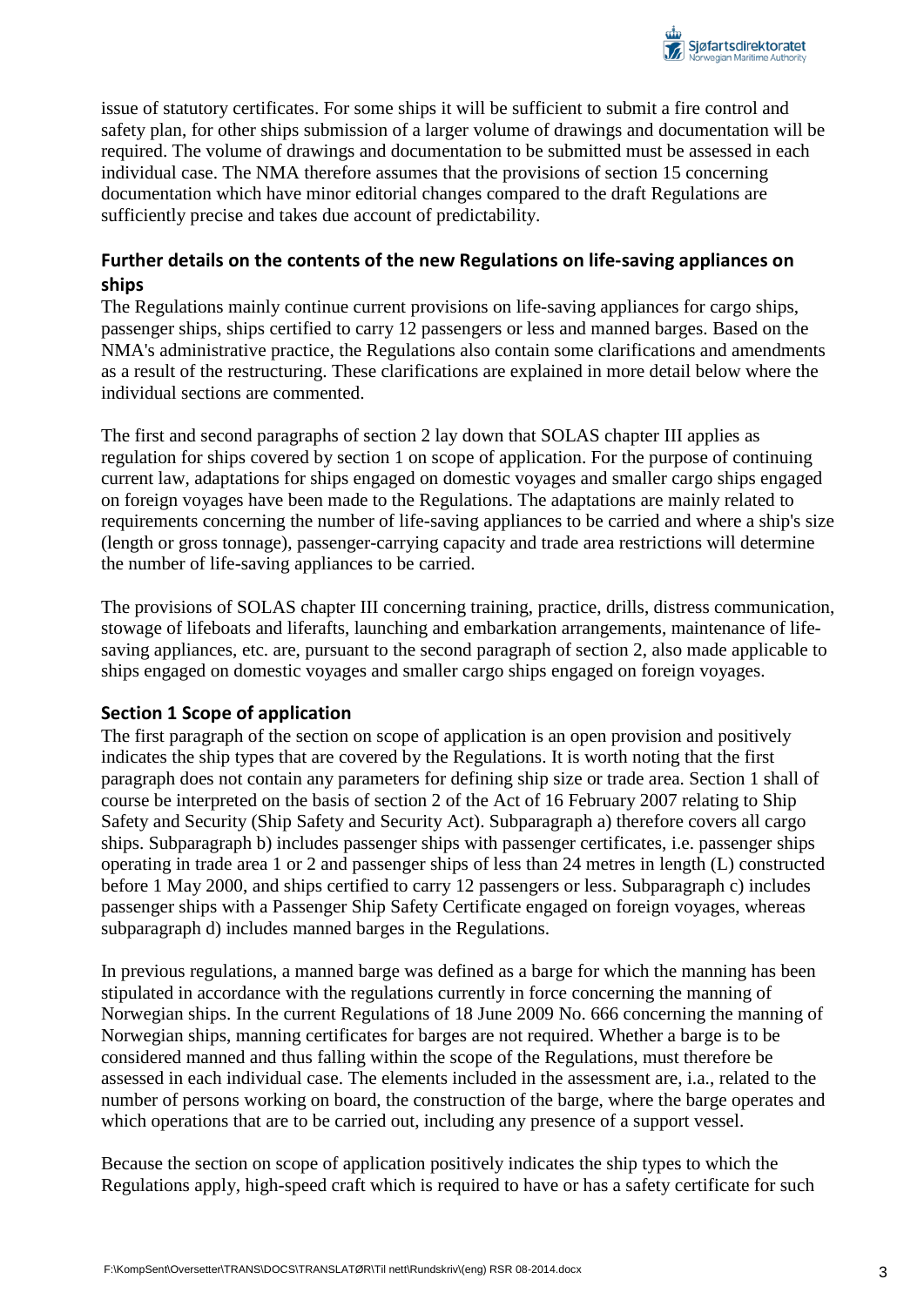issue of statutory certificates. For some ships it will be sufficient to submit a fire control and safety plan, for other ships submission of a larger volume of drawings and documentation will be required. The volume of drawings and documentation to be submitted must be assessed in each individual case. The NMA therefore assumes that the provisions of section 15 concerning documentation which have minor editorial changes compared to the draft Regulations are sufficiently precise and takes due account of predictability.

## Further details on the contents of the new Regulations on life-saving appliances on ships

The Regulations mainly continue current provisions on life-saving appliances for cargo ships, passenger ships, ships certified to carry 12 passengers or less and manned barges. Based on the NMA's administrative practice, the Regulations also contain some clarifications and amendments as a result of the restructuring. These clarifications are explained in more detail below where the individual sections are commented.

The first and second paragraphs of section 2 lay down that SOLAS chapter III applies as regulation for ships covered by section 1 on scope of application. For the purpose of continuing current law, adaptations for ships engaged on domestic voyages and smaller cargo ships engaged on foreign voyages have been made to the Regulations. The adaptations are mainly related to requirements concerning the number of life-saving appliances to be carried and where a ship's size (length or gross tonnage), passenger-carrying capacity and trade area restrictions will determine the number of life-saving appliances to be carried.

The provisions of SOLAS chapter III concerning training, practice, drills, distress communication, stowage of lifeboats and liferafts, launching and embarkation arrangements, maintenance of life-saving appliances, etc. are, pursuant to the second paragraph of section 2, also made applicable to ships engaged on domestic voyages and smaller cargo ships engaged on foreign voyages.

## Section 1 Scope of application

The first paragraph of the section on scope of application is an open provision and positively indicates the ship types that are covered by the Regulations. It is worth noting that the first paragraph does not contain any parameters for defining ship size or trade area. Section 1 shall of course be interpreted on the basis of section 2 of the Act of 16 February 2007 relating to Ship Safety and Security (Ship Safety and Security Act). Subparagraph a) therefore covers all cargo ships. Subparagraph b) includes passenger ships with passenger certificates, i.e. passenger ships operating in trade area 1 or 2 and passenger ships of less than 24 metres in length (L) constructed before 1 May 2000, and ships certified to carry 12 passengers or less. Subparagraph c) includes passenger ships with a Passenger Ship Safety Certificate engaged on foreign voyages, whereas subparagraph d) includes manned barges in the Regulations.

In previous regulations, a manned barge was defined as a barge for which the manning has been stipulated in accordance with the regulations currently in force concerning the manning of Norwegian ships. In the current Regulations of 18 June 2009 No. 666 concerning the manning of Norwegian ships, manning certificates for barges are not required. Whether a barge is to be considered manned and thus falling within the scope of the Regulations, must therefore be assessed in each individual case. The elements included in the assessment are, i.a., related to the number of persons working on board, the construction of the barge, where the barge operates and which operations that are to be carried out, including any presence of a support vessel.

Because the section on scope of application positively indicates the ship types to which the Regulations apply, high-speed craft which is required to have or has a safety certificate for such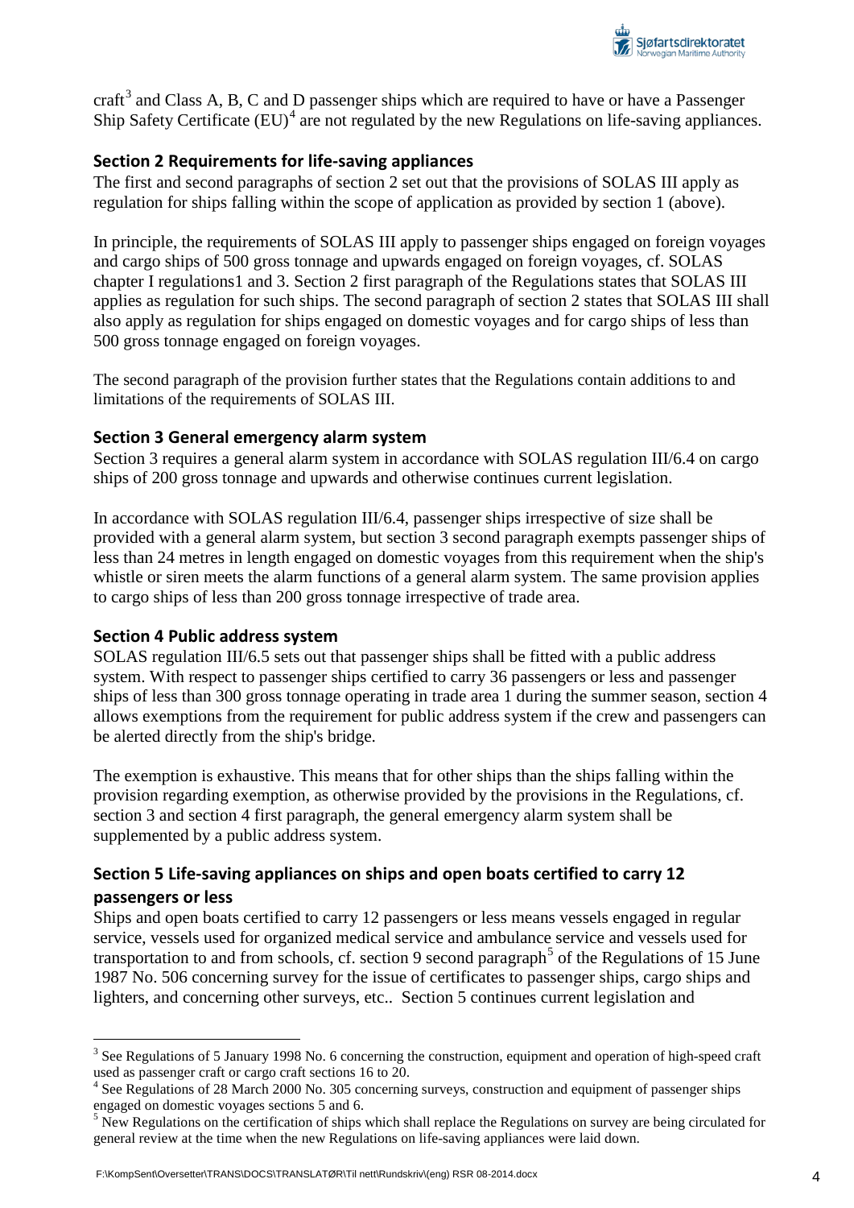craft[3] and Class A, B, C and D passenger ships which are required to have or have a Passenger Ship Safety Certificate (EU)[4] are not regulated by the new Regulations on life-saving appliances.

### Section 2 Requirements for life-saving appliances

The first and second paragraphs of section 2 set out that the provisions of SOLAS III apply as regulation for ships falling within the scope of application as provided by section 1 (above).

In principle, the requirements of SOLAS III apply to passenger ships engaged on foreign voyages and cargo ships of 500 gross tonnage and upwards engaged on foreign voyages, cf. SOLAS chapter I regulations1 and 3. Section 2 first paragraph of the Regulations states that SOLAS III applies as regulation for such ships. The second paragraph of section 2 states that SOLAS III shall also apply as regulation for ships engaged on domestic voyages and for cargo ships of less than 500 gross tonnage engaged on foreign voyages.

The second paragraph of the provision further states that the Regulations contain additions to and limitations of the requirements of SOLAS III.

### Section 3 General emergency alarm system

Section 3 requires a general alarm system in accordance with SOLAS regulation III/6.4 on cargo ships of 200 gross tonnage and upwards and otherwise continues current legislation.

In accordance with SOLAS regulation III/6.4, passenger ships irrespective of size shall be provided with a general alarm system, but section 3 second paragraph exempts passenger ships of less than 24 metres in length engaged on domestic voyages from this requirement when the ship's whistle or siren meets the alarm functions of a general alarm system. The same provision applies to cargo ships of less than 200 gross tonnage irrespective of trade area.

### Section 4 Public address system

SOLAS regulation III/6.5 sets out that passenger ships shall be fitted with a public address system. With respect to passenger ships certified to carry 36 passengers or less and passenger ships of less than 300 gross tonnage operating in trade area 1 during the summer season, section 4 allows exemptions from the requirement for public address system if the crew and passengers can be alerted directly from the ship's bridge.

The exemption is exhaustive. This means that for other ships than the ships falling within the provision regarding exemption, as otherwise provided by the provisions in the Regulations, cf. section 3 and section 4 first paragraph, the general emergency alarm system shall be supplemented by a public address system.

### Section 5 Life-saving appliances on ships and open boats certified to carry 12 passengers or less

Ships and open boats certified to carry 12 passengers or less means vessels engaged in regular service, vessels used for organized medical service and ambulance service and vessels used for transportation to and from schools, cf. section 9 second paragraph[5] of the Regulations of 15 June 1987 No. 506 concerning survey for the issue of certificates to passenger ships, cargo ships and lighters, and concerning other surveys, etc.. Section 5 continues current legislation and

---

[3] See Regulations of 5 January 1998 No. 6 concerning the construction, equipment and operation of high-speed craft used as passenger craft or cargo craft sections 16 to 20.

[4] See Regulations of 28 March 2000 No. 305 concerning surveys, construction and equipment of passenger ships engaged on domestic voyages sections 5 and 6.

[5] New Regulations on the certification of ships which shall replace the Regulations on survey are being circulated for general review at the time when the new Regulations on life-saving appliances were laid down.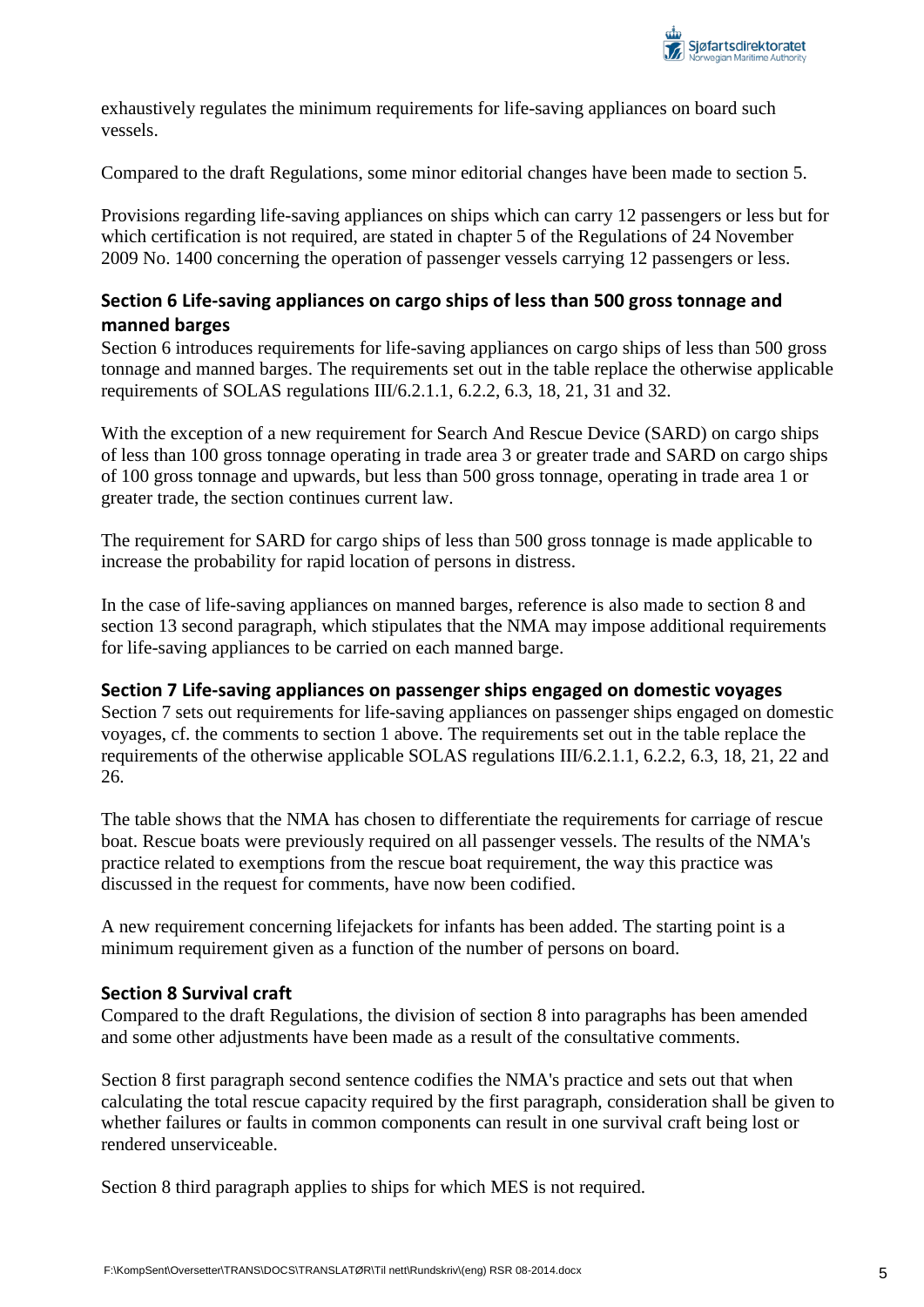exhaustively regulates the minimum requirements for life-saving appliances on board such vessels.

Compared to the draft Regulations, some minor editorial changes have been made to section 5.

Provisions regarding life-saving appliances on ships which can carry 12 passengers or less but for which certification is not required, are stated in chapter 5 of the Regulations of 24 November 2009 No. 1400 concerning the operation of passenger vessels carrying 12 passengers or less.

### Section 6 Life-saving appliances on cargo ships of less than 500 gross tonnage and manned barges

Section 6 introduces requirements for life-saving appliances on cargo ships of less than 500 gross tonnage and manned barges. The requirements set out in the table replace the otherwise applicable requirements of SOLAS regulations III/6.2.1.1, 6.2.2, 6.3, 18, 21, 31 and 32.

With the exception of a new requirement for Search And Rescue Device (SARD) on cargo ships of less than 100 gross tonnage operating in trade area 3 or greater trade and SARD on cargo ships of 100 gross tonnage and upwards, but less than 500 gross tonnage, operating in trade area 1 or greater trade, the section continues current law.

The requirement for SARD for cargo ships of less than 500 gross tonnage is made applicable to increase the probability for rapid location of persons in distress.

In the case of life-saving appliances on manned barges, reference is also made to section 8 and section 13 second paragraph, which stipulates that the NMA may impose additional requirements for life-saving appliances to be carried on each manned barge.

### Section 7 Life-saving appliances on passenger ships engaged on domestic voyages

Section 7 sets out requirements for life-saving appliances on passenger ships engaged on domestic voyages, cf. the comments to section 1 above. The requirements set out in the table replace the requirements of the otherwise applicable SOLAS regulations III/6.2.1.1, 6.2.2, 6.3, 18, 21, 22 and 26.

The table shows that the NMA has chosen to differentiate the requirements for carriage of rescue boat. Rescue boats were previously required on all passenger vessels. The results of the NMA's practice related to exemptions from the rescue boat requirement, the way this practice was discussed in the request for comments, have now been codified.

A new requirement concerning lifejackets for infants has been added. The starting point is a minimum requirement given as a function of the number of persons on board.

### Section 8 Survival craft

Compared to the draft Regulations, the division of section 8 into paragraphs has been amended and some other adjustments have been made as a result of the consultative comments.

Section 8 first paragraph second sentence codifies the NMA's practice and sets out that when calculating the total rescue capacity required by the first paragraph, consideration shall be given to whether failures or faults in common components can result in one survival craft being lost or rendered unserviceable.

Section 8 third paragraph applies to ships for which MES is not required.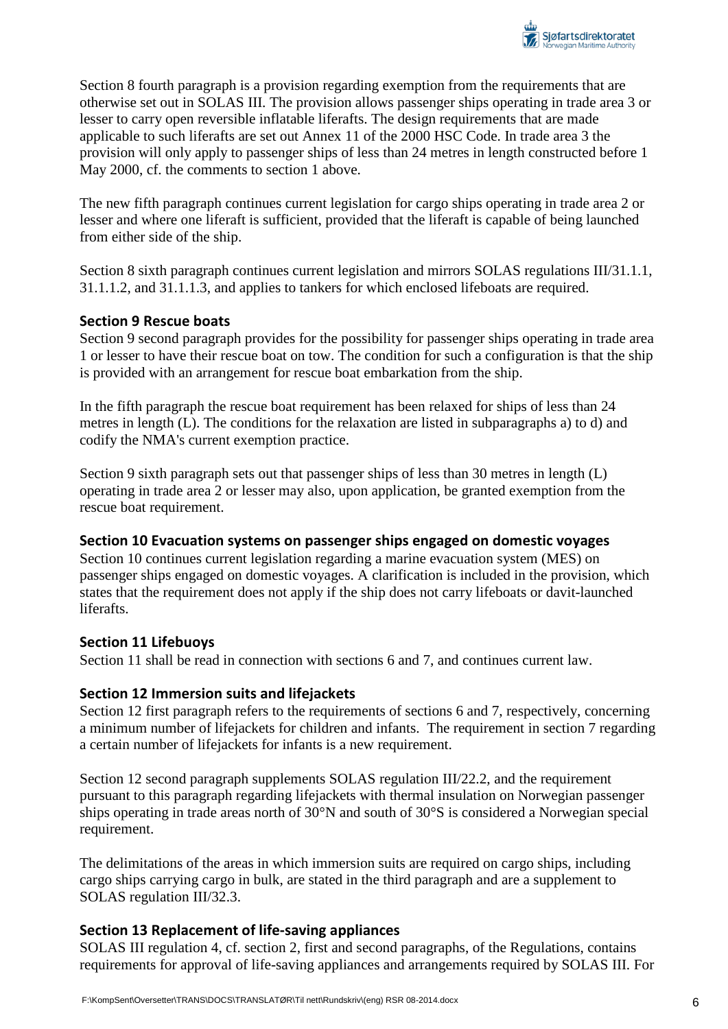Section 8 fourth paragraph is a provision regarding exemption from the requirements that are otherwise set out in SOLAS III. The provision allows passenger ships operating in trade area 3 or lesser to carry open reversible inflatable liferafts. The design requirements that are made applicable to such liferafts are set out Annex 11 of the 2000 HSC Code. In trade area 3 the provision will only apply to passenger ships of less than 24 metres in length constructed before 1 May 2000, cf. the comments to section 1 above.

The new fifth paragraph continues current legislation for cargo ships operating in trade area 2 or lesser and where one liferaft is sufficient, provided that the liferaft is capable of being launched from either side of the ship.

Section 8 sixth paragraph continues current legislation and mirrors SOLAS regulations III/31.1.1, 31.1.1.2, and 31.1.1.3, and applies to tankers for which enclosed lifeboats are required.

### Section 9 Rescue boats

Section 9 second paragraph provides for the possibility for passenger ships operating in trade area 1 or lesser to have their rescue boat on tow. The condition for such a configuration is that the ship is provided with an arrangement for rescue boat embarkation from the ship.

In the fifth paragraph the rescue boat requirement has been relaxed for ships of less than 24 metres in length (L). The conditions for the relaxation are listed in subparagraphs a) to d) and codify the NMA's current exemption practice.

Section 9 sixth paragraph sets out that passenger ships of less than 30 metres in length (L) operating in trade area 2 or lesser may also, upon application, be granted exemption from the rescue boat requirement.

### Section 10 Evacuation systems on passenger ships engaged on domestic voyages

Section 10 continues current legislation regarding a marine evacuation system (MES) on passenger ships engaged on domestic voyages. A clarification is included in the provision, which states that the requirement does not apply if the ship does not carry lifeboats or davit-launched liferafts.

### Section 11 Lifebuoys

Section 11 shall be read in connection with sections 6 and 7, and continues current law.

### Section 12 Immersion suits and lifejackets

Section 12 first paragraph refers to the requirements of sections 6 and 7, respectively, concerning a minimum number of lifejackets for children and infants. The requirement in section 7 regarding a certain number of lifejackets for infants is a new requirement.

Section 12 second paragraph supplements SOLAS regulation III/22.2, and the requirement pursuant to this paragraph regarding lifejackets with thermal insulation on Norwegian passenger ships operating in trade areas north of 30°N and south of 30°S is considered a Norwegian special requirement.

The delimitations of the areas in which immersion suits are required on cargo ships, including cargo ships carrying cargo in bulk, are stated in the third paragraph and are a supplement to SOLAS regulation III/32.3.

### Section 13 Replacement of life-saving appliances

SOLAS III regulation 4, cf. section 2, first and second paragraphs, of the Regulations, contains requirements for approval of life-saving appliances and arrangements required by SOLAS III. For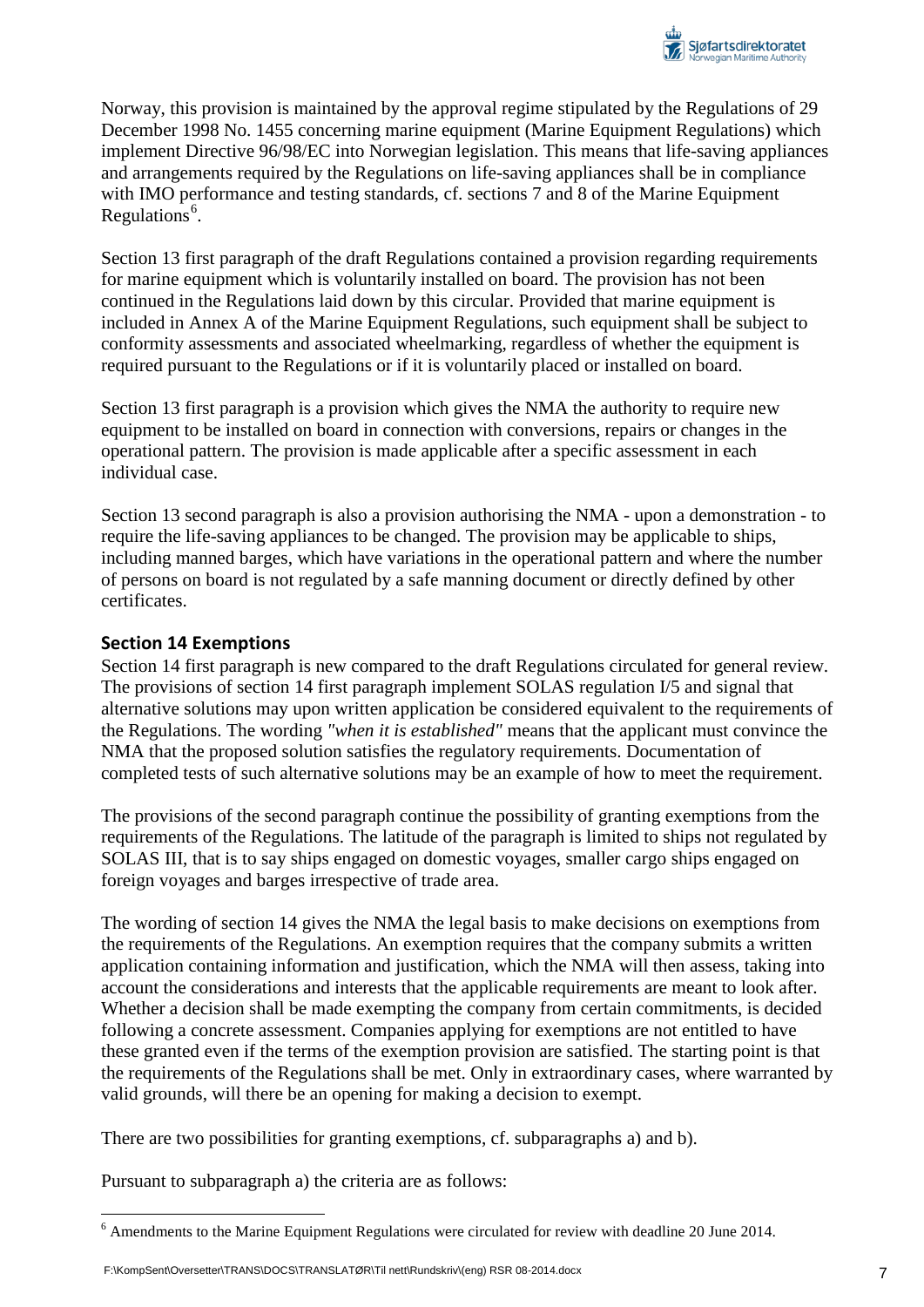Norway, this provision is maintained by the approval regime stipulated by the Regulations of 29 December 1998 No. 1455 concerning marine equipment (Marine Equipment Regulations) which implement Directive 96/98/EC into Norwegian legislation. This means that life-saving appliances and arrangements required by the Regulations on life-saving appliances shall be in compliance with IMO performance and testing standards, cf. sections 7 and 8 of the Marine Equipment Regulations[6].

Section 13 first paragraph of the draft Regulations contained a provision regarding requirements for marine equipment which is voluntarily installed on board. The provision has not been continued in the Regulations laid down by this circular. Provided that marine equipment is included in Annex A of the Marine Equipment Regulations, such equipment shall be subject to conformity assessments and associated wheelmarking, regardless of whether the equipment is required pursuant to the Regulations or if it is voluntarily placed or installed on board.

Section 13 first paragraph is a provision which gives the NMA the authority to require new equipment to be installed on board in connection with conversions, repairs or changes in the operational pattern. The provision is made applicable after a specific assessment in each individual case.

Section 13 second paragraph is also a provision authorising the NMA - upon a demonstration - to require the life-saving appliances to be changed. The provision may be applicable to ships, including manned barges, which have variations in the operational pattern and where the number of persons on board is not regulated by a safe manning document or directly defined by other certificates.

## Section 14 Exemptions

Section 14 first paragraph is new compared to the draft Regulations circulated for general review. The provisions of section 14 first paragraph implement SOLAS regulation I/5 and signal that alternative solutions may upon written application be considered equivalent to the requirements of the Regulations. The wording *"when it is established"* means that the applicant must convince the NMA that the proposed solution satisfies the regulatory requirements. Documentation of completed tests of such alternative solutions may be an example of how to meet the requirement.

The provisions of the second paragraph continue the possibility of granting exemptions from the requirements of the Regulations. The latitude of the paragraph is limited to ships not regulated by SOLAS III, that is to say ships engaged on domestic voyages, smaller cargo ships engaged on foreign voyages and barges irrespective of trade area.

The wording of section 14 gives the NMA the legal basis to make decisions on exemptions from the requirements of the Regulations. An exemption requires that the company submits a written application containing information and justification, which the NMA will then assess, taking into account the considerations and interests that the applicable requirements are meant to look after. Whether a decision shall be made exempting the company from certain commitments, is decided following a concrete assessment. Companies applying for exemptions are not entitled to have these granted even if the terms of the exemption provision are satisfied. The starting point is that the requirements of the Regulations shall be met. Only in extraordinary cases, where warranted by valid grounds, will there be an opening for making a decision to exempt.

There are two possibilities for granting exemptions, cf. subparagraphs a) and b).

Pursuant to subparagraph a) the criteria are as follows:

---

[6] Amendments to the Marine Equipment Regulations were circulated for review with deadline 20 June 2014.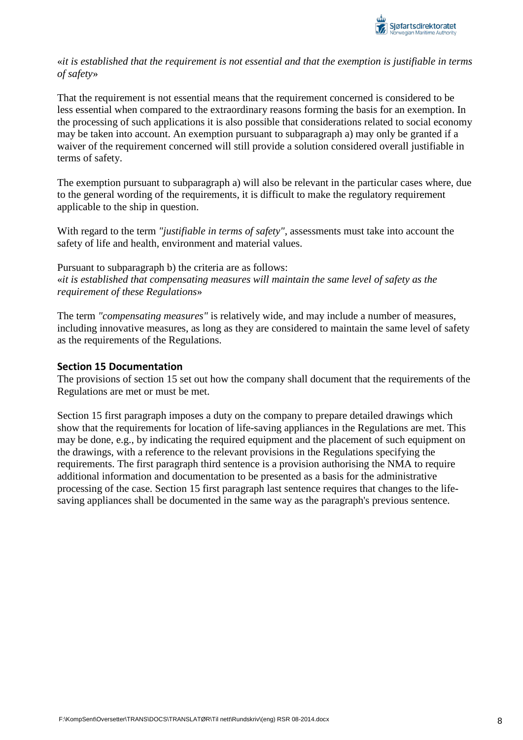«*it is established that the requirement is not essential and that the exemption is justifiable in terms of safety*»

That the requirement is not essential means that the requirement concerned is considered to be less essential when compared to the extraordinary reasons forming the basis for an exemption. In the processing of such applications it is also possible that considerations related to social economy may be taken into account. An exemption pursuant to subparagraph a) may only be granted if a waiver of the requirement concerned will still provide a solution considered overall justifiable in terms of safety.

The exemption pursuant to subparagraph a) will also be relevant in the particular cases where, due to the general wording of the requirements, it is difficult to make the regulatory requirement applicable to the ship in question.

With regard to the term *"justifiable in terms of safety"*, assessments must take into account the safety of life and health, environment and material values.

Pursuant to subparagraph b) the criteria are as follows:
«*it is established that compensating measures will maintain the same level of safety as the requirement of these Regulations*»

The term *"compensating measures"* is relatively wide, and may include a number of measures, including innovative measures, as long as they are considered to maintain the same level of safety as the requirements of the Regulations.

### Section 15 Documentation

The provisions of section 15 set out how the company shall document that the requirements of the Regulations are met or must be met.

Section 15 first paragraph imposes a duty on the company to prepare detailed drawings which show that the requirements for location of life-saving appliances in the Regulations are met. This may be done, e.g., by indicating the required equipment and the placement of such equipment on the drawings, with a reference to the relevant provisions in the Regulations specifying the requirements. The first paragraph third sentence is a provision authorising the NMA to require additional information and documentation to be presented as a basis for the administrative processing of the case. Section 15 first paragraph last sentence requires that changes to the life-saving appliances shall be documented in the same way as the paragraph's previous sentence.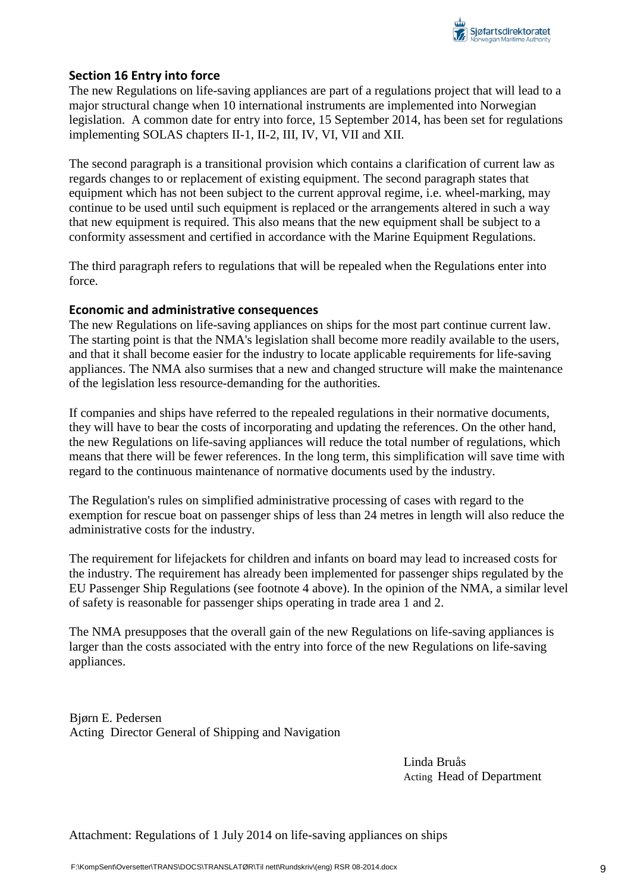### Section 16 Entry into force

The new Regulations on life-saving appliances are part of a regulations project that will lead to a major structural change when 10 international instruments are implemented into Norwegian legislation. A common date for entry into force, 15 September 2014, has been set for regulations implementing SOLAS chapters II-1, II-2, III, IV, VI, VII and XII.

The second paragraph is a transitional provision which contains a clarification of current law as regards changes to or replacement of existing equipment. The second paragraph states that equipment which has not been subject to the current approval regime, i.e. wheel-marking, may continue to be used until such equipment is replaced or the arrangements altered in such a way that new equipment is required. This also means that the new equipment shall be subject to a conformity assessment and certified in accordance with the Marine Equipment Regulations.

The third paragraph refers to regulations that will be repealed when the Regulations enter into force.

### Economic and administrative consequences

The new Regulations on life-saving appliances on ships for the most part continue current law. The starting point is that the NMA's legislation shall become more readily available to the users, and that it shall become easier for the industry to locate applicable requirements for life-saving appliances. The NMA also surmises that a new and changed structure will make the maintenance of the legislation less resource-demanding for the authorities.

If companies and ships have referred to the repealed regulations in their normative documents, they will have to bear the costs of incorporating and updating the references. On the other hand, the new Regulations on life-saving appliances will reduce the total number of regulations, which means that there will be fewer references. In the long term, this simplification will save time with regard to the continuous maintenance of normative documents used by the industry.

The Regulation's rules on simplified administrative processing of cases with regard to the exemption for rescue boat on passenger ships of less than 24 metres in length will also reduce the administrative costs for the industry.

The requirement for lifejackets for children and infants on board may lead to increased costs for the industry. The requirement has already been implemented for passenger ships regulated by the EU Passenger Ship Regulations (see footnote 4 above). In the opinion of the NMA, a similar level of safety is reasonable for passenger ships operating in trade area 1 and 2.

The NMA presupposes that the overall gain of the new Regulations on life-saving appliances is larger than the costs associated with the entry into force of the new Regulations on life-saving appliances.

Bjørn E. Pedersen
Acting Director General of Shipping and Navigation

Linda Bruås
Acting Head of Department

Attachment: Regulations of 1 July 2014 on life-saving appliances on ships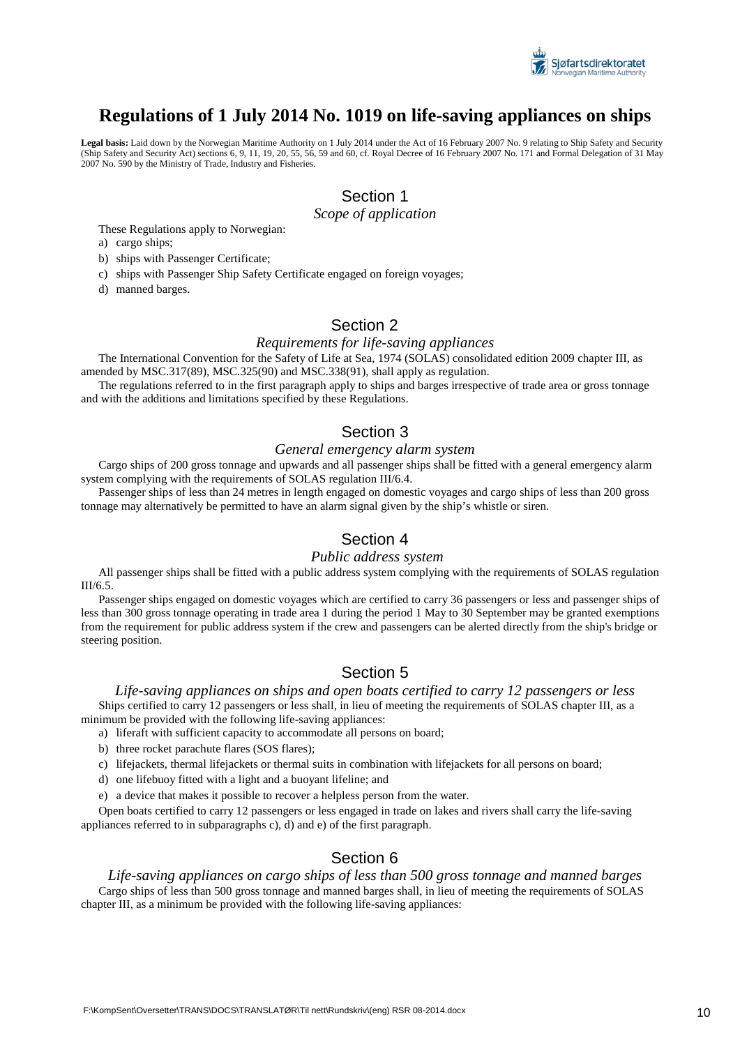# Regulations of 1 July 2014 No. 1019 on life-saving appliances on ships

**Legal basis:** Laid down by the Norwegian Maritime Authority on 1 July 2014 under the Act of 16 February 2007 No. 9 relating to Ship Safety and Security (Ship Safety and Security Act) sections 6, 9, 11, 19, 20, 55, 56, 59 and 60, cf. Royal Decree of 16 February 2007 No. 171 and Formal Delegation of 31 May 2007 No. 590 by the Ministry of Trade, Industry and Fisheries.

## Section 1

*Scope of application*

These Regulations apply to Norwegian:

a) cargo ships;

b) ships with Passenger Certificate;

c) ships with Passenger Ship Safety Certificate engaged on foreign voyages;

d) manned barges.

## Section 2

*Requirements for life-saving appliances*

The International Convention for the Safety of Life at Sea, 1974 (SOLAS) consolidated edition 2009 chapter III, as amended by MSC.317(89), MSC.325(90) and MSC.338(91), shall apply as regulation.

The regulations referred to in the first paragraph apply to ships and barges irrespective of trade area or gross tonnage and with the additions and limitations specified by these Regulations.

## Section 3

*General emergency alarm system*

Cargo ships of 200 gross tonnage and upwards and all passenger ships shall be fitted with a general emergency alarm system complying with the requirements of SOLAS regulation III/6.4.

Passenger ships of less than 24 metres in length engaged on domestic voyages and cargo ships of less than 200 gross tonnage may alternatively be permitted to have an alarm signal given by the ship's whistle or siren.

## Section 4

*Public address system*

All passenger ships shall be fitted with a public address system complying with the requirements of SOLAS regulation III/6.5.

Passenger ships engaged on domestic voyages which are certified to carry 36 passengers or less and passenger ships of less than 300 gross tonnage operating in trade area 1 during the period 1 May to 30 September may be granted exemptions from the requirement for public address system if the crew and passengers can be alerted directly from the ship's bridge or steering position.

## Section 5

*Life-saving appliances on ships and open boats certified to carry 12 passengers or less*

Ships certified to carry 12 passengers or less shall, in lieu of meeting the requirements of SOLAS chapter III, as a minimum be provided with the following life-saving appliances:

a) liferaft with sufficient capacity to accommodate all persons on board;

b) three rocket parachute flares (SOS flares);

c) lifejackets, thermal lifejackets or thermal suits in combination with lifejackets for all persons on board;

d) one lifebuoy fitted with a light and a buoyant lifeline; and

e) a device that makes it possible to recover a helpless person from the water.

Open boats certified to carry 12 passengers or less engaged in trade on lakes and rivers shall carry the life-saving appliances referred to in subparagraphs c), d) and e) of the first paragraph.

## Section 6

*Life-saving appliances on cargo ships of less than 500 gross tonnage and manned barges*

Cargo ships of less than 500 gross tonnage and manned barges shall, in lieu of meeting the requirements of SOLAS chapter III, as a minimum be provided with the following life-saving appliances: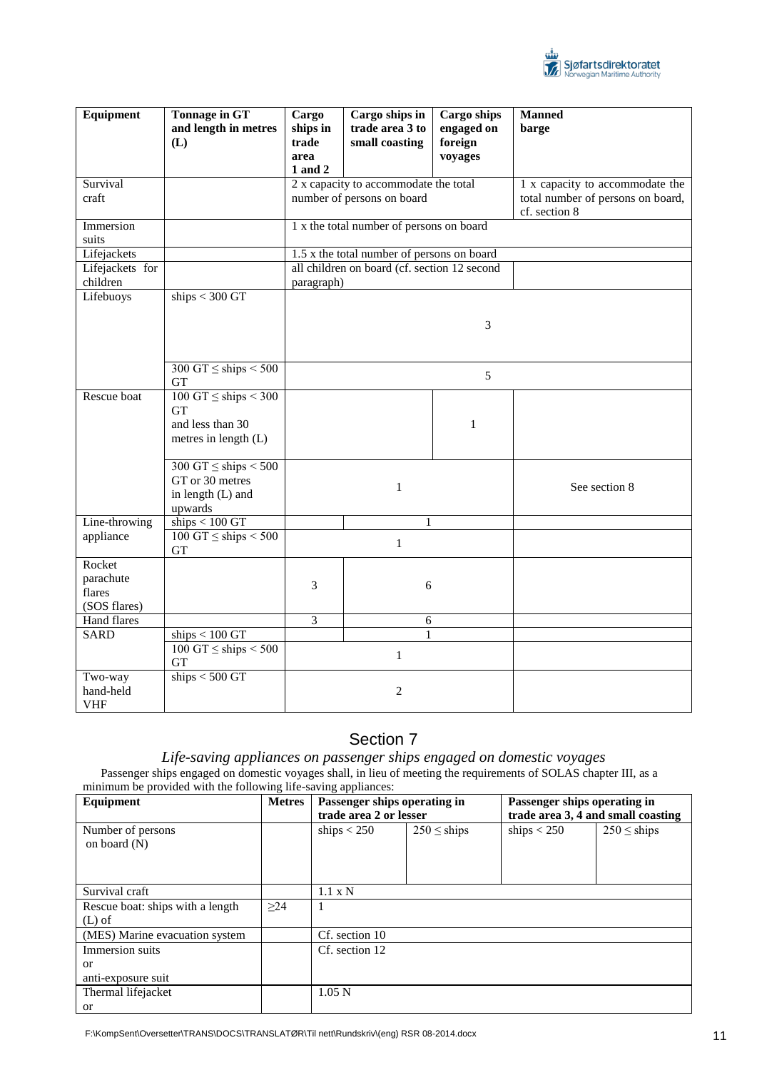| Equipment | Tonnage in GT and length in metres (L) | Cargo ships in trade area 1 and 2 | Cargo ships in trade area 3 to small coasting | Cargo ships engaged on foreign voyages | Manned barge |
|---|---|---|---|---|---|
| Survival craft | | 2 x capacity to accommodate the total number of persons on board | | | 1 x capacity to accommodate the total number of persons on board, cf. section 8 |
| Immersion suits | | 1 x the total number of persons on board | | | |
| Lifejackets | | 1.5 x the total number of persons on board | | | |
| Lifejackets for children | | all children on board (cf. section 12 second paragraph) | | | |
| Lifebuoys | ships < 300 GT | 3 | | | |
| | 300 GT ≤ ships < 500 GT | 5 | | | |
| Rescue boat | 100 GT ≤ ships < 300 GT and less than 30 metres in length (L) | | | 1 | |
| | 300 GT ≤ ships < 500 GT or 30 metres in length (L) and upwards | 1 | | | See section 8 |
| Line-throwing appliance | ships < 100 GT | | 1 | | |
| | 100 GT ≤ ships < 500 GT | 1 | | | |
| Rocket parachute flares (SOS flares) | | 3 | 6 | | |
| Hand flares | | 3 | 6 | | |
| SARD | ships < 100 GT | | 1 | | |
| | 100 GT ≤ ships < 500 GT | 1 | | | |
| Two-way hand-held VHF | ships < 500 GT | 2 | | | |

## Section 7

*Life-saving appliances on passenger ships engaged on domestic voyages*

Passenger ships engaged on domestic voyages shall, in lieu of meeting the requirements of SOLAS chapter III, as a minimum be provided with the following life-saving appliances:

| Equipment | Metres | Passenger ships operating in trade area 2 or lesser | | Passenger ships operating in trade area 3, 4 and small coasting | |
|---|---|---|---|---|---|
| Number of persons on board (N) | | ships < 250 | 250 ≤ ships | ships < 250 | 250 ≤ ships |
| Survival craft | | 1.1 x N | | | |
| Rescue boat: ships with a length (L) of | ≥24 | 1 | | | |
| (MES) Marine evacuation system | | Cf. section 10 | | | |
| Immersion suits or anti-exposure suit | | Cf. section 12 | | | |
| Thermal lifejacket or | | 1.05 N | | | |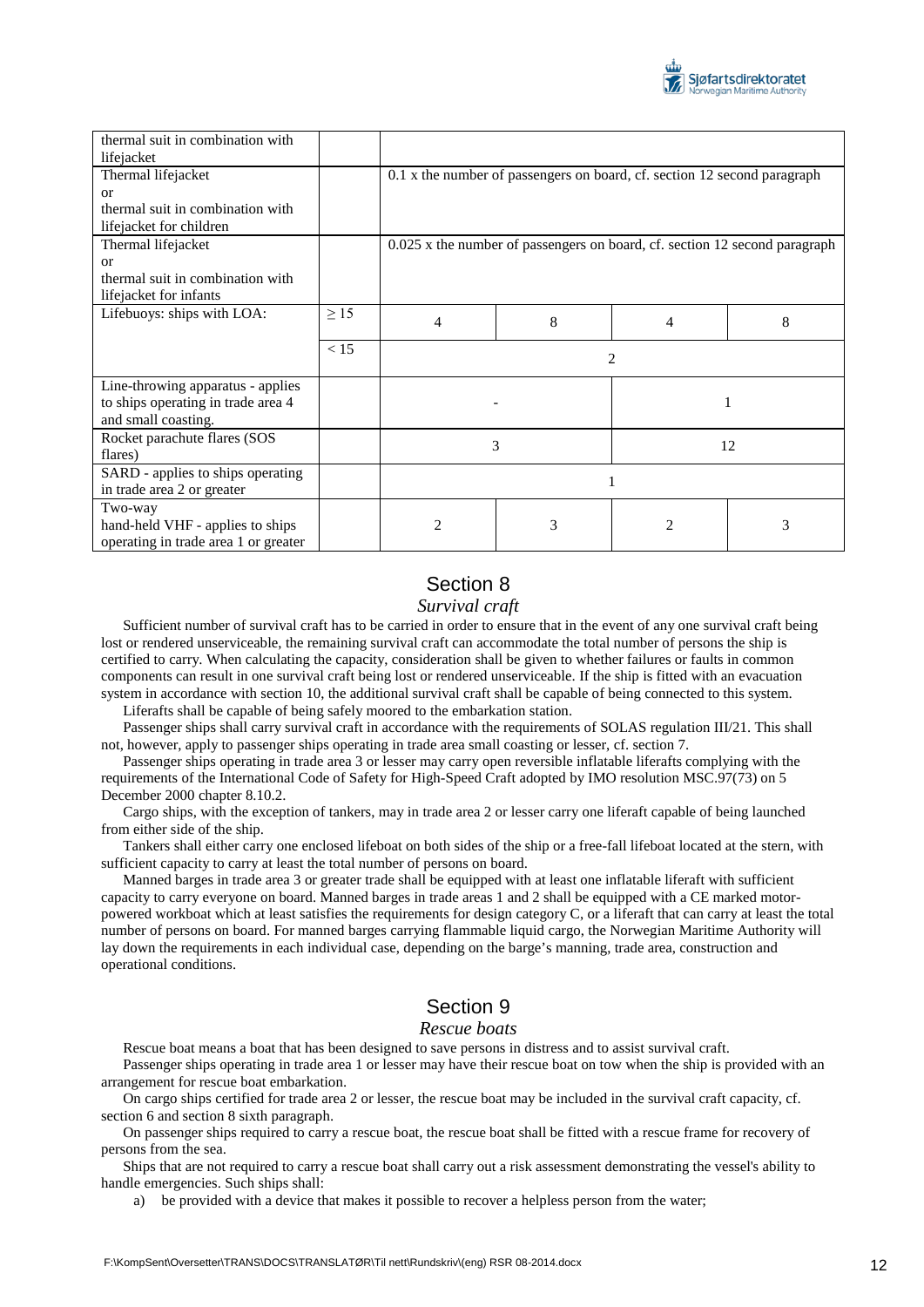| | | | | | |
|---|---|---|---|---|---|
| thermal suit in combination with lifejacket | | | | | |
| Thermal lifejacket<br>or<br>thermal suit in combination with lifejacket for children | | 0.1 x the number of passengers on board, cf. section 12 second paragraph | | | |
| Thermal lifejacket<br>or<br>thermal suit in combination with lifejacket for infants | | 0.025 x the number of passengers on board, cf. section 12 second paragraph | | | |
| Lifebuoys: ships with LOA: | ≥ 15 | 4 | 8 | 4 | 8 |
| | < 15 | 2 | | | |
| Line-throwing apparatus - applies to ships operating in trade area 4 and small coasting. | | - | | 1 | |
| Rocket parachute flares (SOS flares) | | 3 | | 12 | |
| SARD - applies to ships operating in trade area 2 or greater | | 1 | | | |
| Two-way hand-held VHF - applies to ships operating in trade area 1 or greater | | 2 | 3 | 2 | 3 |

## Section 8

*Survival craft*

Sufficient number of survival craft has to be carried in order to ensure that in the event of any one survival craft being lost or rendered unserviceable, the remaining survival craft can accommodate the total number of persons the ship is certified to carry. When calculating the capacity, consideration shall be given to whether failures or faults in common components can result in one survival craft being lost or rendered unserviceable. If the ship is fitted with an evacuation system in accordance with section 10, the additional survival craft shall be capable of being connected to this system.

Liferafts shall be capable of being safely moored to the embarkation station.

Passenger ships shall carry survival craft in accordance with the requirements of SOLAS regulation III/21. This shall not, however, apply to passenger ships operating in trade area small coasting or lesser, cf. section 7.

Passenger ships operating in trade area 3 or lesser may carry open reversible inflatable liferafts complying with the requirements of the International Code of Safety for High-Speed Craft adopted by IMO resolution MSC.97(73) on 5 December 2000 chapter 8.10.2.

Cargo ships, with the exception of tankers, may in trade area 2 or lesser carry one liferaft capable of being launched from either side of the ship.

Tankers shall either carry one enclosed lifeboat on both sides of the ship or a free-fall lifeboat located at the stern, with sufficient capacity to carry at least the total number of persons on board.

Manned barges in trade area 3 or greater trade shall be equipped with at least one inflatable liferaft with sufficient capacity to carry everyone on board. Manned barges in trade areas 1 and 2 shall be equipped with a CE marked motor-powered workboat which at least satisfies the requirements for design category C, or a liferaft that can carry at least the total number of persons on board. For manned barges carrying flammable liquid cargo, the Norwegian Maritime Authority will lay down the requirements in each individual case, depending on the barge's manning, trade area, construction and operational conditions.

## Section 9

*Rescue boats*

Rescue boat means a boat that has been designed to save persons in distress and to assist survival craft.

Passenger ships operating in trade area 1 or lesser may have their rescue boat on tow when the ship is provided with an arrangement for rescue boat embarkation.

On cargo ships certified for trade area 2 or lesser, the rescue boat may be included in the survival craft capacity, cf. section 6 and section 8 sixth paragraph.

On passenger ships required to carry a rescue boat, the rescue boat shall be fitted with a rescue frame for recovery of persons from the sea.

Ships that are not required to carry a rescue boat shall carry out a risk assessment demonstrating the vessel's ability to handle emergencies. Such ships shall:

a) be provided with a device that makes it possible to recover a helpless person from the water;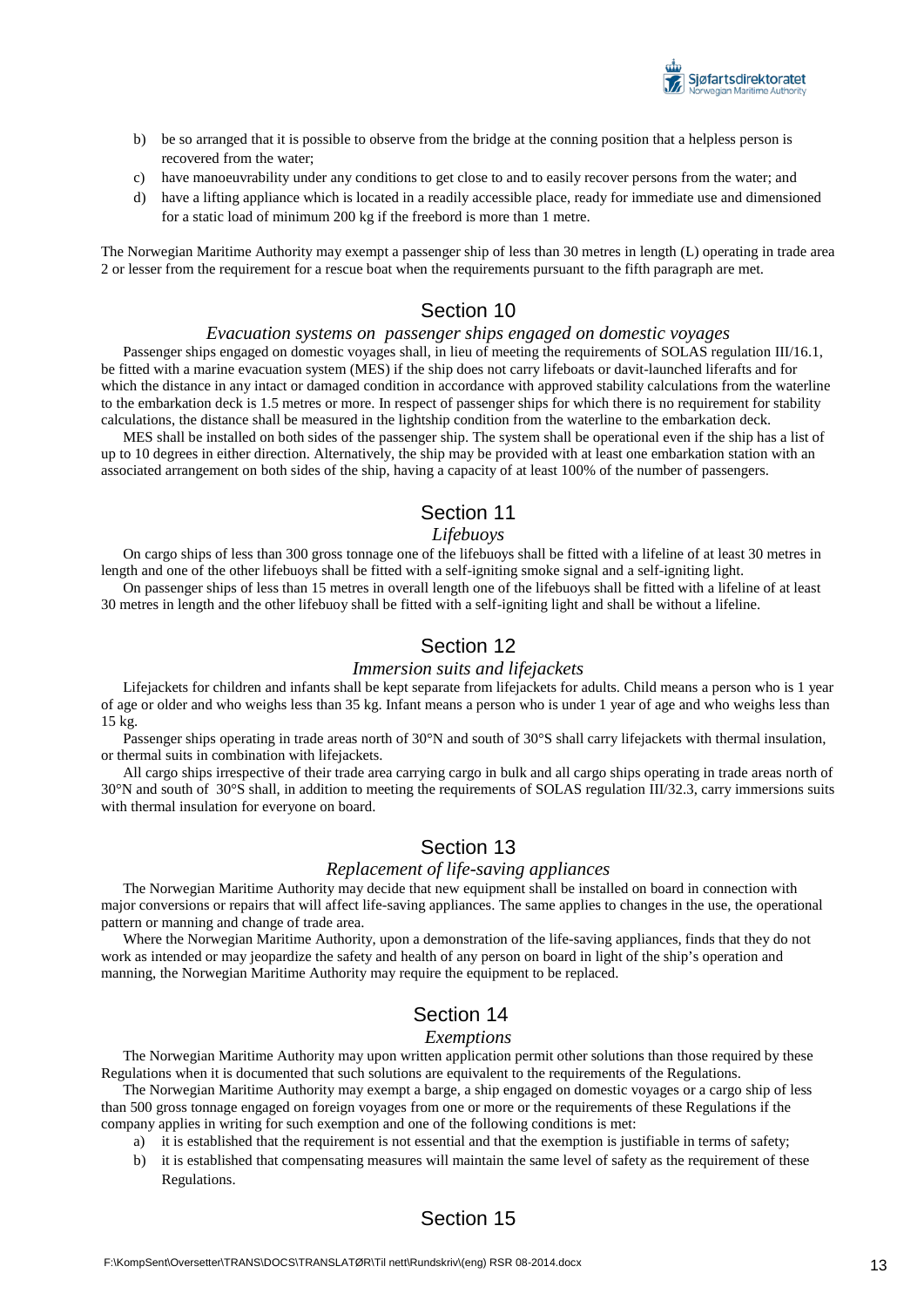b) be so arranged that it is possible to observe from the bridge at the conning position that a helpless person is recovered from the water;

c) have manoeuvrability under any conditions to get close to and to easily recover persons from the water; and

d) have a lifting appliance which is located in a readily accessible place, ready for immediate use and dimensioned for a static load of minimum 200 kg if the freebord is more than 1 metre.

The Norwegian Maritime Authority may exempt a passenger ship of less than 30 metres in length (L) operating in trade area 2 or lesser from the requirement for a rescue boat when the requirements pursuant to the fifth paragraph are met.

## Section 10

### *Evacuation systems on passenger ships engaged on domestic voyages*

Passenger ships engaged on domestic voyages shall, in lieu of meeting the requirements of SOLAS regulation III/16.1, be fitted with a marine evacuation system (MES) if the ship does not carry lifeboats or davit-launched liferafts and for which the distance in any intact or damaged condition in accordance with approved stability calculations from the waterline to the embarkation deck is 1.5 metres or more. In respect of passenger ships for which there is no requirement for stability calculations, the distance shall be measured in the lightship condition from the waterline to the embarkation deck.

MES shall be installed on both sides of the passenger ship. The system shall be operational even if the ship has a list of up to 10 degrees in either direction. Alternatively, the ship may be provided with at least one embarkation station with an associated arrangement on both sides of the ship, having a capacity of at least 100% of the number of passengers.

## Section 11

### *Lifebuoys*

On cargo ships of less than 300 gross tonnage one of the lifebuoys shall be fitted with a lifeline of at least 30 metres in length and one of the other lifebuoys shall be fitted with a self-igniting smoke signal and a self-igniting light.

On passenger ships of less than 15 metres in overall length one of the lifebuoys shall be fitted with a lifeline of at least 30 metres in length and the other lifebuoy shall be fitted with a self-igniting light and shall be without a lifeline.

## Section 12

### *Immersion suits and lifejackets*

Lifejackets for children and infants shall be kept separate from lifejackets for adults. Child means a person who is 1 year of age or older and who weighs less than 35 kg. Infant means a person who is under 1 year of age and who weighs less than 15 kg.

Passenger ships operating in trade areas north of 30°N and south of 30°S shall carry lifejackets with thermal insulation, or thermal suits in combination with lifejackets.

All cargo ships irrespective of their trade area carrying cargo in bulk and all cargo ships operating in trade areas north of 30°N and south of 30°S shall, in addition to meeting the requirements of SOLAS regulation III/32.3, carry immersions suits with thermal insulation for everyone on board.

## Section 13

### *Replacement of life-saving appliances*

The Norwegian Maritime Authority may decide that new equipment shall be installed on board in connection with major conversions or repairs that will affect life-saving appliances. The same applies to changes in the use, the operational pattern or manning and change of trade area.

Where the Norwegian Maritime Authority, upon a demonstration of the life-saving appliances, finds that they do not work as intended or may jeopardize the safety and health of any person on board in light of the ship's operation and manning, the Norwegian Maritime Authority may require the equipment to be replaced.

## Section 14

### *Exemptions*

The Norwegian Maritime Authority may upon written application permit other solutions than those required by these Regulations when it is documented that such solutions are equivalent to the requirements of the Regulations.

The Norwegian Maritime Authority may exempt a barge, a ship engaged on domestic voyages or a cargo ship of less than 500 gross tonnage engaged on foreign voyages from one or more or the requirements of these Regulations if the company applies in writing for such exemption and one of the following conditions is met:

a) it is established that the requirement is not essential and that the exemption is justifiable in terms of safety;

b) it is established that compensating measures will maintain the same level of safety as the requirement of these Regulations.

## Section 15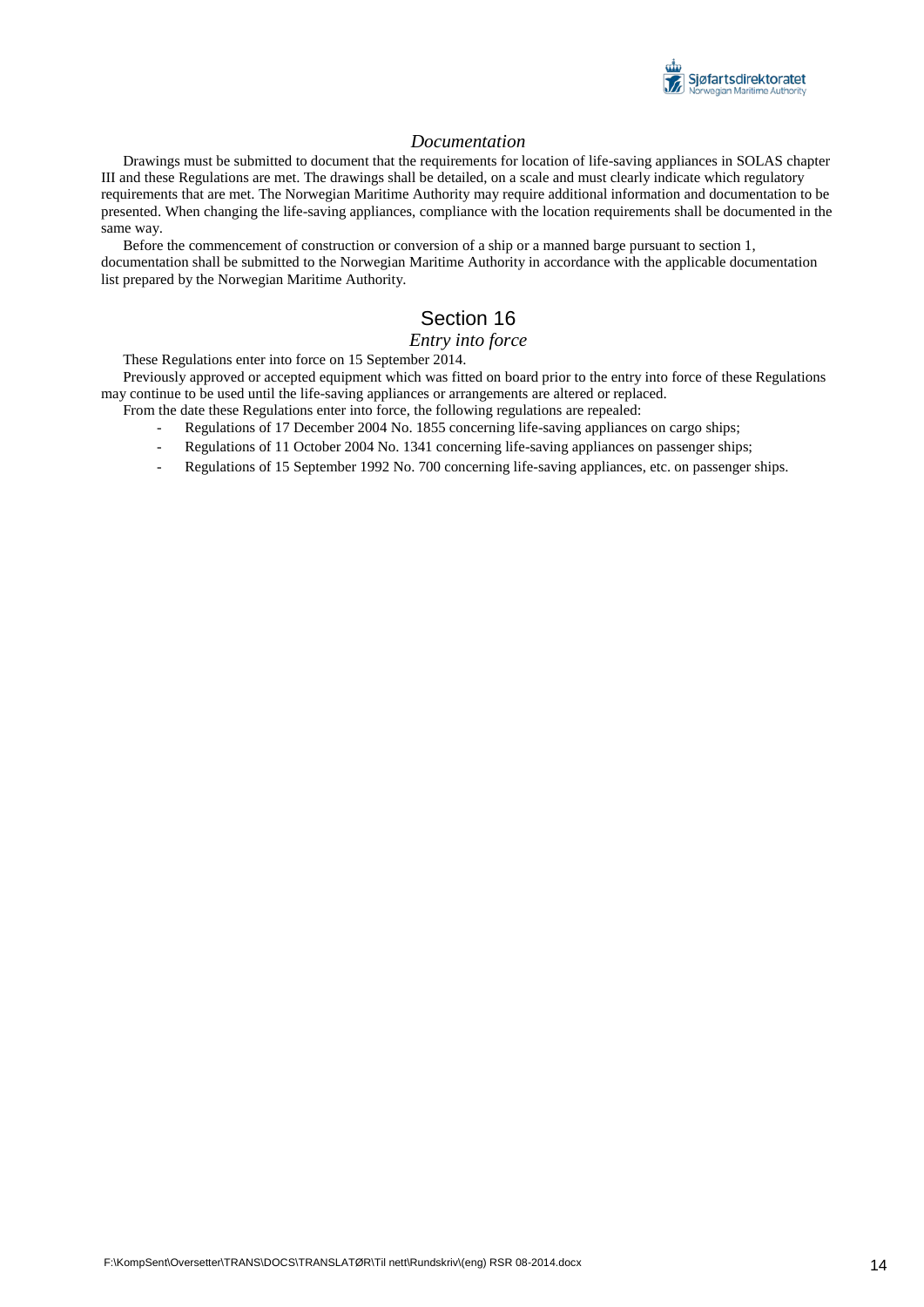*Documentation*

Drawings must be submitted to document that the requirements for location of life-saving appliances in SOLAS chapter III and these Regulations are met. The drawings shall be detailed, on a scale and must clearly indicate which regulatory requirements that are met. The Norwegian Maritime Authority may require additional information and documentation to be presented. When changing the life-saving appliances, compliance with the location requirements shall be documented in the same way.

Before the commencement of construction or conversion of a ship or a manned barge pursuant to section 1, documentation shall be submitted to the Norwegian Maritime Authority in accordance with the applicable documentation list prepared by the Norwegian Maritime Authority.

## Section 16

*Entry into force*

These Regulations enter into force on 15 September 2014.

Previously approved or accepted equipment which was fitted on board prior to the entry into force of these Regulations may continue to be used until the life-saving appliances or arrangements are altered or replaced.

From the date these Regulations enter into force, the following regulations are repealed:

- Regulations of 17 December 2004 No. 1855 concerning life-saving appliances on cargo ships;
- Regulations of 11 October 2004 No. 1341 concerning life-saving appliances on passenger ships;
- Regulations of 15 September 1992 No. 700 concerning life-saving appliances, etc. on passenger ships.